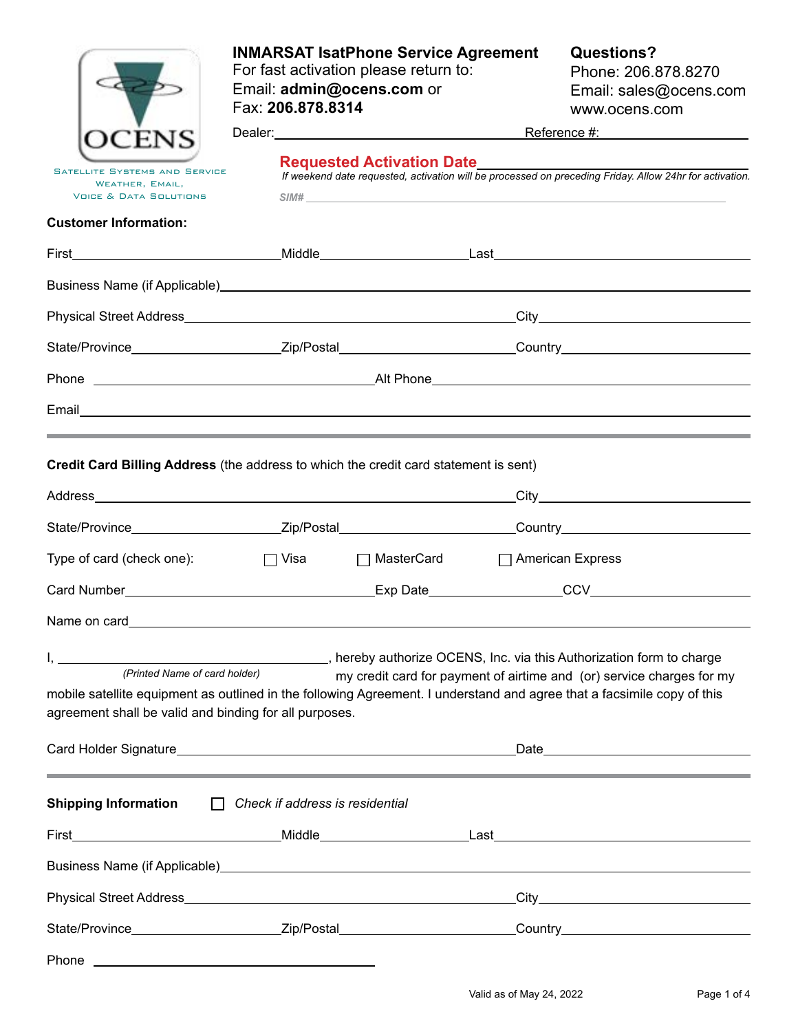OCENS

Satellite Systems and Service
Weather, Email,
Voice & Data Solutions

# INMARSAT IsatPhone Service Agreement

For fast activation please return to:
Email: **admin@ocens.com** or
Fax: **206.878.8314**

**Questions?**
Phone: 206.878.8270
Email: sales@ocens.com
www.ocens.com

Dealer:\_\_\_\_\_\_\_\_\_\_\_\_\_\_\_\_\_\_\_\_ Reference #:\_\_\_\_\_\_\_\_\_\_\_\_\_\_\_\_\_\_\_\_

**Requested Activation Date**\_\_\_\_\_\_\_\_\_\_\_\_\_\_\_\_\_\_\_\_

*If weekend date requested, activation will be processed on preceding Friday. Allow 24hr for activation.*

*SIM#* \_\_\_\_\_\_\_\_\_\_\_\_\_\_\_\_\_\_\_\_

**Customer Information:**

First\_\_\_\_\_\_\_\_\_\_\_\_\_\_\_\_\_\_\_\_ Middle\_\_\_\_\_\_\_\_\_\_\_\_\_\_\_\_\_\_\_\_ Last\_\_\_\_\_\_\_\_\_\_\_\_\_\_\_\_\_\_\_\_

Business Name (if Applicable)\_\_\_\_\_\_\_\_\_\_\_\_\_\_\_\_\_\_\_\_

Physical Street Address\_\_\_\_\_\_\_\_\_\_\_\_\_\_\_\_\_\_\_\_ City\_\_\_\_\_\_\_\_\_\_\_\_\_\_\_\_\_\_\_\_

State/Province\_\_\_\_\_\_\_\_\_\_\_\_\_\_\_\_\_\_\_\_ Zip/Postal\_\_\_\_\_\_\_\_\_\_\_\_\_\_\_\_\_\_\_\_ Country\_\_\_\_\_\_\_\_\_\_\_\_\_\_\_\_\_\_\_\_

Phone \_\_\_\_\_\_\_\_\_\_\_\_\_\_\_\_\_\_\_\_ Alt Phone\_\_\_\_\_\_\_\_\_\_\_\_\_\_\_\_\_\_\_\_

Email\_\_\_\_\_\_\_\_\_\_\_\_\_\_\_\_\_\_\_\_

---

**Credit Card Billing Address** (the address to which the credit card statement is sent)

Address\_\_\_\_\_\_\_\_\_\_\_\_\_\_\_\_\_\_\_\_ City\_\_\_\_\_\_\_\_\_\_\_\_\_\_\_\_\_\_\_\_

State/Province\_\_\_\_\_\_\_\_\_\_\_\_\_\_\_\_\_\_\_\_ Zip/Postal\_\_\_\_\_\_\_\_\_\_\_\_\_\_\_\_\_\_\_\_ Country\_\_\_\_\_\_\_\_\_\_\_\_\_\_\_\_\_\_\_\_

Type of card (check one): ☐ Visa ☐ MasterCard ☐ American Express

Card Number\_\_\_\_\_\_\_\_\_\_\_\_\_\_\_\_\_\_\_\_ Exp Date\_\_\_\_\_\_\_\_\_\_\_\_\_\_\_\_\_\_\_\_ CCV\_\_\_\_\_\_\_\_\_\_\_\_\_\_\_\_\_\_\_\_

Name on card\_\_\_\_\_\_\_\_\_\_\_\_\_\_\_\_\_\_\_\_

I, \_\_\_\_\_\_\_\_\_\_\_\_\_\_\_\_\_\_\_\_ *(Printed Name of card holder)*, hereby authorize OCENS, Inc. via this Authorization form to charge my credit card for payment of airtime and (or) service charges for my mobile satellite equipment as outlined in the following Agreement. I understand and agree that a facsimile copy of this agreement shall be valid and binding for all purposes.

Card Holder Signature\_\_\_\_\_\_\_\_\_\_\_\_\_\_\_\_\_\_\_\_ Date\_\_\_\_\_\_\_\_\_\_\_\_\_\_\_\_\_\_\_\_

---

**Shipping Information** ☐ *Check if address is residential*

First\_\_\_\_\_\_\_\_\_\_\_\_\_\_\_\_\_\_\_\_ Middle\_\_\_\_\_\_\_\_\_\_\_\_\_\_\_\_\_\_\_\_ Last\_\_\_\_\_\_\_\_\_\_\_\_\_\_\_\_\_\_\_\_

Business Name (if Applicable)\_\_\_\_\_\_\_\_\_\_\_\_\_\_\_\_\_\_\_\_

Physical Street Address\_\_\_\_\_\_\_\_\_\_\_\_\_\_\_\_\_\_\_\_ City\_\_\_\_\_\_\_\_\_\_\_\_\_\_\_\_\_\_\_\_

State/Province\_\_\_\_\_\_\_\_\_\_\_\_\_\_\_\_\_\_\_\_ Zip/Postal\_\_\_\_\_\_\_\_\_\_\_\_\_\_\_\_\_\_\_\_ Country\_\_\_\_\_\_\_\_\_\_\_\_\_\_\_\_\_\_\_\_

Phone \_\_\_\_\_\_\_\_\_\_\_\_\_\_\_\_\_\_\_\_

Valid as of May 24, 2022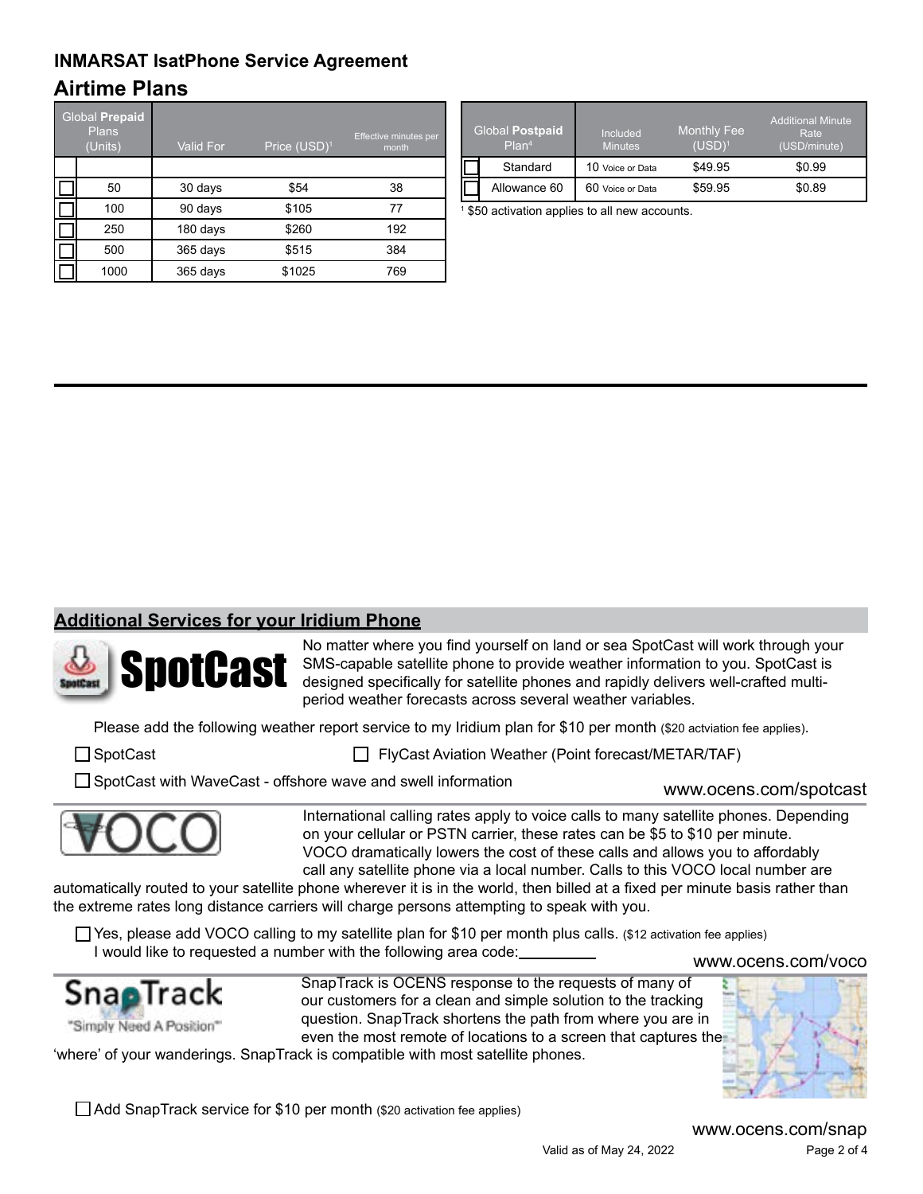## INMARSAT IsatPhone Service Agreement

## Airtime Plans

| | Global **Prepaid** Plans (Units) | Valid For | Price (USD)[1] | Effective minutes per month |
|---|---|---|---|---|
| | | | | |
| ☐ | 50 | 30 days | $54 | 38 |
| ☐ | 100 | 90 days | $105 | 77 |
| ☐ | 250 | 180 days | $260 | 192 |
| ☐ | 500 | 365 days | $515 | 384 |
| ☐ | 1000 | 365 days | $1025 | 769 |

| | Global **Postpaid** Plan[4] | Included Minutes | Monthly Fee (USD)[1] | Additional Minute Rate (USD/minute) |
|---|---|---|---|---|
| ☐ | Standard | 10 Voice or Data | $49.95 | $0.99 |
| ☐ | Allowance 60 | 60 Voice or Data | $59.95 | $0.89 |

[1] $50 activation applies to all new accounts.

## Additional Services for your Iridium Phone

**SpotCast**

No matter where you find yourself on land or sea SpotCast will work through your SMS-capable satellite phone to provide weather information to you. SpotCast is designed specifically for satellite phones and rapidly delivers well-crafted multi-period weather forecasts across several weather variables.

Please add the following weather report service to my Iridium plan for $10 per month ($20 actviation fee applies).

☐ SpotCast ☐ FlyCast Aviation Weather (Point forecast/METAR/TAF)

☐ SpotCast with WaveCast - offshore wave and swell information

www.ocens.com/spotcast

**VOCO**

International calling rates apply to voice calls to many satellite phones. Depending on your cellular or PSTN carrier, these rates can be $5 to $10 per minute. VOCO dramatically lowers the cost of these calls and allows you to affordably call any satellite phone via a local number. Calls to this VOCO local number are automatically routed to your satellite phone wherever it is in the world, then billed at a fixed per minute basis rather than the extreme rates long distance carriers will charge persons attempting to speak with you.

☐ Yes, please add VOCO calling to my satellite plan for $10 per month plus calls. ($12 activation fee applies)
I would like to requested a number with the following area code:__________

www.ocens.com/voco

**SnapTrack** "Simply Need A Position"

SnapTrack is OCENS response to the requests of many of our customers for a clean and simple solution to the tracking question. SnapTrack shortens the path from where you are in even the most remote of locations to a screen that captures the 'where' of your wanderings. SnapTrack is compatible with most satellite phones.

☐ Add SnapTrack service for $10 per month ($20 activation fee applies)

www.ocens.com/snap

Valid as of May 24, 2022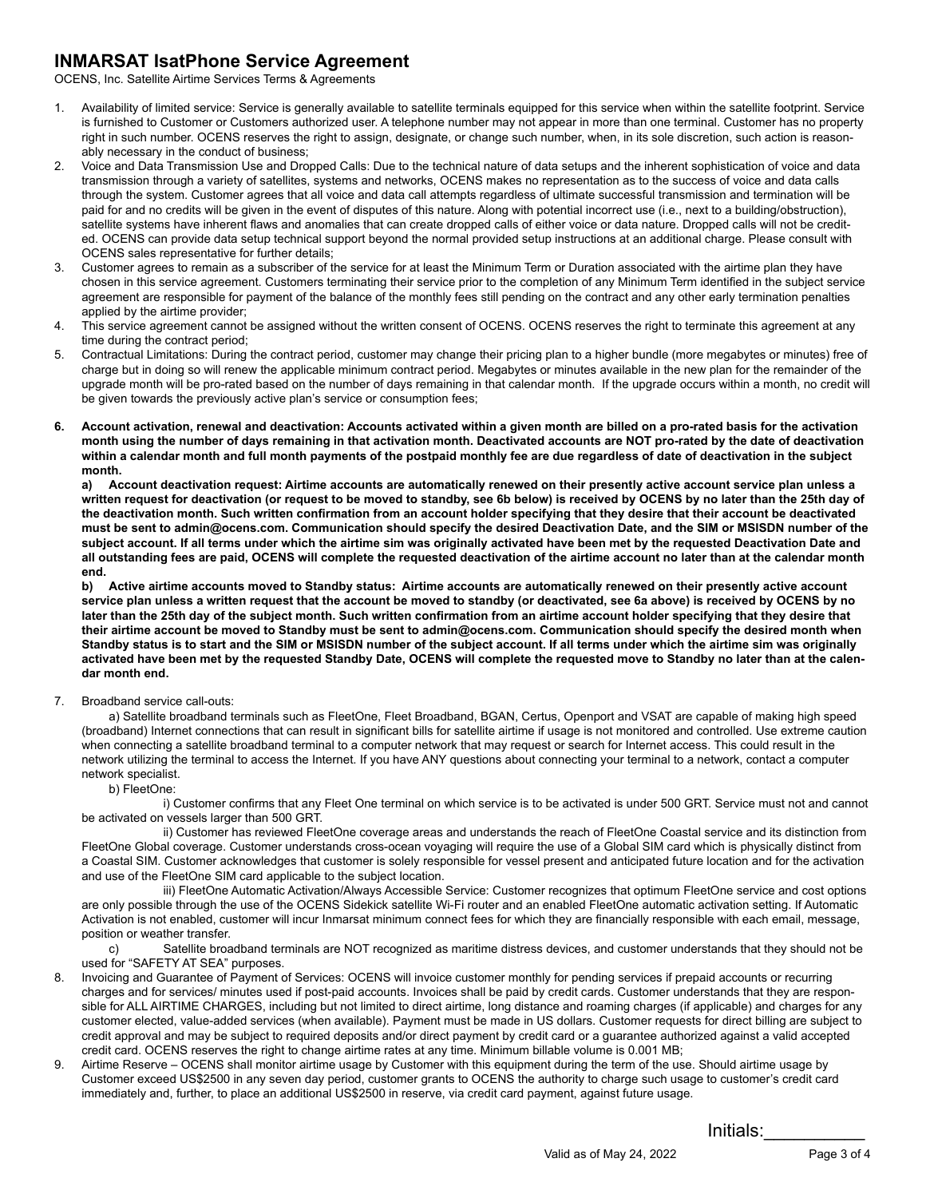# INMARSAT IsatPhone Service Agreement

OCENS, Inc. Satellite Airtime Services Terms & Agreements

1. Availability of limited service: Service is generally available to satellite terminals equipped for this service when within the satellite footprint. Service is furnished to Customer or Customers authorized user. A telephone number may not appear in more than one terminal. Customer has no property right in such number. OCENS reserves the right to assign, designate, or change such number, when, in its sole discretion, such action is reasonably necessary in the conduct of business;
2. Voice and Data Transmission Use and Dropped Calls: Due to the technical nature of data setups and the inherent sophistication of voice and data transmission through a variety of satellites, systems and networks, OCENS makes no representation as to the success of voice and data calls through the system. Customer agrees that all voice and data call attempts regardless of ultimate successful transmission and termination will be paid for and no credits will be given in the event of disputes of this nature. Along with potential incorrect use (i.e., next to a building/obstruction), satellite systems have inherent flaws and anomalies that can create dropped calls of either voice or data nature. Dropped calls will not be credited. OCENS can provide data setup technical support beyond the normal provided setup instructions at an additional charge. Please consult with OCENS sales representative for further details;
3. Customer agrees to remain as a subscriber of the service for at least the Minimum Term or Duration associated with the airtime plan they have chosen in this service agreement. Customers terminating their service prior to the completion of any Minimum Term identified in the subject service agreement are responsible for payment of the balance of the monthly fees still pending on the contract and any other early termination penalties applied by the airtime provider;
4. This service agreement cannot be assigned without the written consent of OCENS. OCENS reserves the right to terminate this agreement at any time during the contract period;
5. Contractual Limitations: During the contract period, customer may change their pricing plan to a higher bundle (more megabytes or minutes) free of charge but in doing so will renew the applicable minimum contract period. Megabytes or minutes available in the new plan for the remainder of the upgrade month will be pro-rated based on the number of days remaining in that calendar month. If the upgrade occurs within a month, no credit will be given towards the previously active plan's service or consumption fees;
6. **Account activation, renewal and deactivation: Accounts activated within a given month are billed on a pro-rated basis for the activation month using the number of days remaining in that activation month. Deactivated accounts are NOT pro-rated by the date of deactivation within a calendar month and full month payments of the postpaid monthly fee are due regardless of date of deactivation in the subject month.**

   **a) Account deactivation request: Airtime accounts are automatically renewed on their presently active account service plan unless a written request for deactivation (or request to be moved to standby, see 6b below) is received by OCENS by no later than the 25th day of the deactivation month. Such written confirmation from an account holder specifying that they desire that their account be deactivated must be sent to admin@ocens.com. Communication should specify the desired Deactivation Date, and the SIM or MSISDN number of the subject account. If all terms under which the airtime sim was originally activated have been met by the requested Deactivation Date and all outstanding fees are paid, OCENS will complete the requested deactivation of the airtime account no later than at the calendar month end.**

   **b) Active airtime accounts moved to Standby status: Airtime accounts are automatically renewed on their presently active account service plan unless a written request that the account be moved to standby (or deactivated, see 6a above) is received by OCENS by no later than the 25th day of the subject month. Such written confirmation from an airtime account holder specifying that they desire that their airtime account be moved to Standby must be sent to admin@ocens.com. Communication should specify the desired month when Standby status is to start and the SIM or MSISDN number of the subject account. If all terms under which the airtime sim was originally activated have been met by the requested Standby Date, OCENS will complete the requested move to Standby no later than at the calendar month end.**
7. Broadband service call-outs:

   a) Satellite broadband terminals such as FleetOne, Fleet Broadband, BGAN, Certus, Openport and VSAT are capable of making high speed (broadband) Internet connections that can result in significant bills for satellite airtime if usage is not monitored and controlled. Use extreme caution when connecting a satellite broadband terminal to a computer network that may request or search for Internet access. This could result in the network utilizing the terminal to access the Internet. If you have ANY questions about connecting your terminal to a network, contact a computer network specialist.

   b) FleetOne:

   i) Customer confirms that any Fleet One terminal on which service is to be activated is under 500 GRT. Service must not and cannot be activated on vessels larger than 500 GRT.

   ii) Customer has reviewed FleetOne coverage areas and understands the reach of FleetOne Coastal service and its distinction from FleetOne Global coverage. Customer understands cross-ocean voyaging will require the use of a Global SIM card which is physically distinct from a Coastal SIM. Customer acknowledges that customer is solely responsible for vessel present and anticipated future location and for the activation and use of the FleetOne SIM card applicable to the subject location.

   iii) FleetOne Automatic Activation/Always Accessible Service: Customer recognizes that optimum FleetOne service and cost options are only possible through the use of the OCENS Sidekick satellite Wi-Fi router and an enabled FleetOne automatic activation setting. If Automatic Activation is not enabled, customer will incur Inmarsat minimum connect fees for which they are financially responsible with each email, message, position or weather transfer.

   c) Satellite broadband terminals are NOT recognized as maritime distress devices, and customer understands that they should not be used for "SAFETY AT SEA" purposes.
8. Invoicing and Guarantee of Payment of Services: OCENS will invoice customer monthly for pending services if prepaid accounts or recurring charges and for services/ minutes used if post-paid accounts. Invoices shall be paid by credit cards. Customer understands that they are responsible for ALL AIRTIME CHARGES, including but not limited to direct airtime, long distance and roaming charges (if applicable) and charges for any customer elected, value-added services (when available). Payment must be made in US dollars. Customer requests for direct billing are subject to credit approval and may be subject to required deposits and/or direct payment by credit card or a guarantee authorized against a valid accepted credit card. OCENS reserves the right to change airtime rates at any time. Minimum billable volume is 0.001 MB;
9. Airtime Reserve – OCENS shall monitor airtime usage by Customer with this equipment during the term of the use. Should airtime usage by Customer exceed US$2500 in any seven day period, customer grants to OCENS the authority to charge such usage to customer's credit card immediately and, further, to place an additional US$2500 in reserve, via credit card payment, against future usage.

Initials:__________

Valid as of May 24, 2022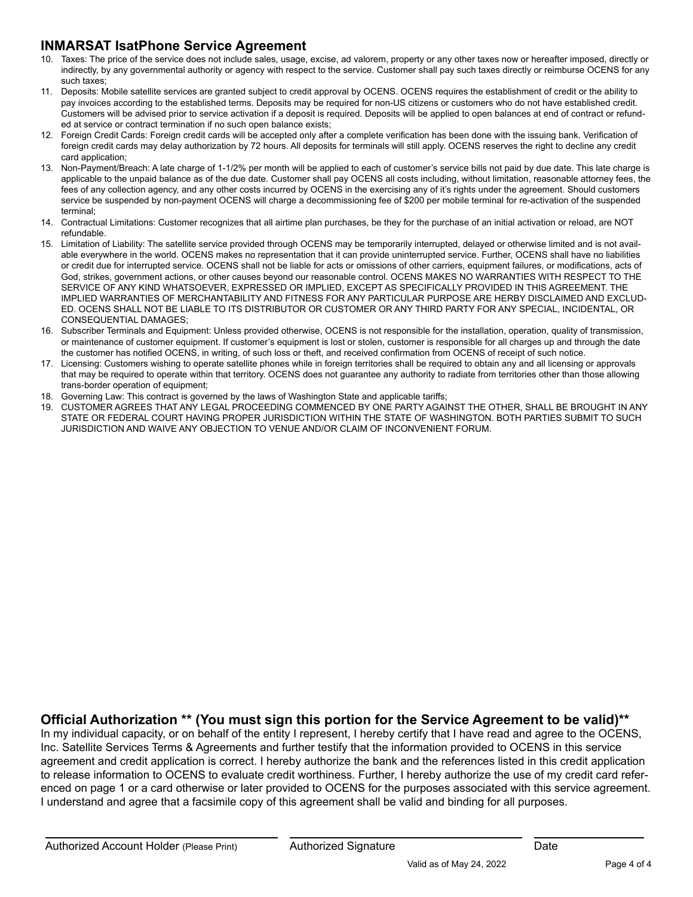## INMARSAT IsatPhone Service Agreement

10. Taxes: The price of the service does not include sales, usage, excise, ad valorem, property or any other taxes now or hereafter imposed, directly or indirectly, by any governmental authority or agency with respect to the service. Customer shall pay such taxes directly or reimburse OCENS for any such taxes;
11. Deposits: Mobile satellite services are granted subject to credit approval by OCENS. OCENS requires the establishment of credit or the ability to pay invoices according to the established terms. Deposits may be required for non-US citizens or customers who do not have established credit. Customers will be advised prior to service activation if a deposit is required. Deposits will be applied to open balances at end of contract or refunded at service or contract termination if no such open balance exists;
12. Foreign Credit Cards: Foreign credit cards will be accepted only after a complete verification has been done with the issuing bank. Verification of foreign credit cards may delay authorization by 72 hours. All deposits for terminals will still apply. OCENS reserves the right to decline any credit card application;
13. Non-Payment/Breach: A late charge of 1-1/2% per month will be applied to each of customer's service bills not paid by due date. This late charge is applicable to the unpaid balance as of the due date. Customer shall pay OCENS all costs including, without limitation, reasonable attorney fees, the fees of any collection agency, and any other costs incurred by OCENS in the exercising any of it's rights under the agreement. Should customers service be suspended by non-payment OCENS will charge a decommissioning fee of $200 per mobile terminal for re-activation of the suspended terminal;
14. Contractual Limitations: Customer recognizes that all airtime plan purchases, be they for the purchase of an initial activation or reload, are NOT refundable.
15. Limitation of Liability: The satellite service provided through OCENS may be temporarily interrupted, delayed or otherwise limited and is not available everywhere in the world. OCENS makes no representation that it can provide uninterrupted service. Further, OCENS shall have no liabilities or credit due for interrupted service. OCENS shall not be liable for acts or omissions of other carriers, equipment failures, or modifications, acts of God, strikes, government actions, or other causes beyond our reasonable control. OCENS MAKES NO WARRANTIES WITH RESPECT TO THE SERVICE OF ANY KIND WHATSOEVER, EXPRESSED OR IMPLIED, EXCEPT AS SPECIFICALLY PROVIDED IN THIS AGREEMENT. THE IMPLIED WARRANTIES OF MERCHANTABILITY AND FITNESS FOR ANY PARTICULAR PURPOSE ARE HERBY DISCLAIMED AND EXCLUDED. OCENS SHALL NOT BE LIABLE TO ITS DISTRIBUTOR OR CUSTOMER OR ANY THIRD PARTY FOR ANY SPECIAL, INCIDENTAL, OR CONSEQUENTIAL DAMAGES;
16. Subscriber Terminals and Equipment: Unless provided otherwise, OCENS is not responsible for the installation, operation, quality of transmission, or maintenance of customer equipment. If customer's equipment is lost or stolen, customer is responsible for all charges up and through the date the customer has notified OCENS, in writing, of such loss or theft, and received confirmation from OCENS of receipt of such notice.
17. Licensing: Customers wishing to operate satellite phones while in foreign territories shall be required to obtain any and all licensing or approvals that may be required to operate within that territory. OCENS does not guarantee any authority to radiate from territories other than those allowing trans-border operation of equipment;
18. Governing Law: This contract is governed by the laws of Washington State and applicable tariffs;
19. CUSTOMER AGREES THAT ANY LEGAL PROCEEDING COMMENCED BY ONE PARTY AGAINST THE OTHER, SHALL BE BROUGHT IN ANY STATE OR FEDERAL COURT HAVING PROPER JURISDICTION WITHIN THE STATE OF WASHINGTON. BOTH PARTIES SUBMIT TO SUCH JURISDICTION AND WAIVE ANY OBJECTION TO VENUE AND/OR CLAIM OF INCONVENIENT FORUM.

## Official Authorization ** (You must sign this portion for the Service Agreement to be valid)**

In my individual capacity, or on behalf of the entity I represent, I hereby certify that I have read and agree to the OCENS, Inc. Satellite Services Terms & Agreements and further testify that the information provided to OCENS in this service agreement and credit application is correct. I hereby authorize the bank and the references listed in this credit application to release information to OCENS to evaluate credit worthiness. Further, I hereby authorize the use of my credit card referenced on page 1 or a card otherwise or later provided to OCENS for the purposes associated with this service agreement. I understand and agree that a facsimile copy of this agreement shall be valid and binding for all purposes.

| | | |
|---|---|---|
| Authorized Account Holder (Please Print) | Authorized Signature | Date |

Valid as of May 24, 2022